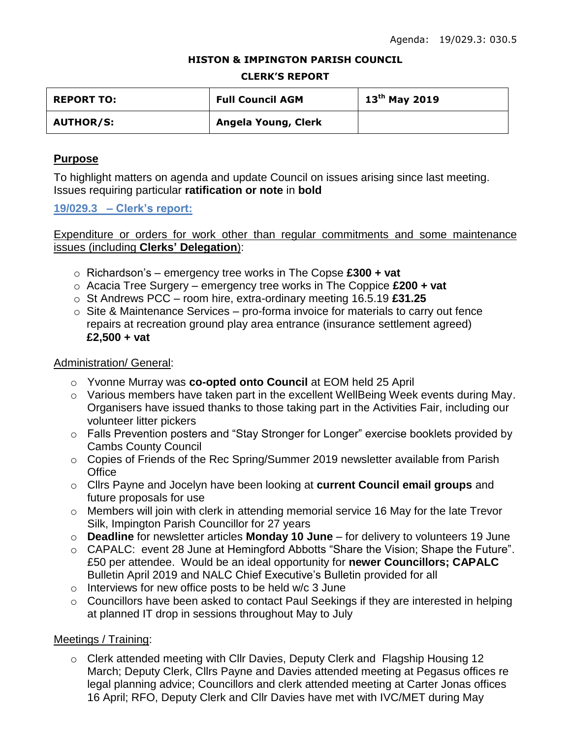Agenda: 19/029.3: 030.5

**HISTON & IMPINGTON PARISH COUNCIL**

**CLERK'S REPORT**

| **REPORT TO:** | **Full Council AGM** | **13th May 2019** |
| --- | --- | --- |
| **AUTHOR/S:** | **Angela Young, Clerk** | |

## Purpose

To highlight matters on agenda and update Council on issues arising since last meeting. Issues requiring particular **ratification or note** in **bold**

### 19/029.3 – Clerk's report:

Expenditure or orders for work other than regular commitments and some maintenance issues (including **Clerks' Delegation**):

- Richardson's – emergency tree works in The Copse **£300 + vat**
- Acacia Tree Surgery – emergency tree works in The Coppice **£200 + vat**
- St Andrews PCC – room hire, extra-ordinary meeting 16.5.19 **£31.25**
- Site & Maintenance Services – pro-forma invoice for materials to carry out fence repairs at recreation ground play area entrance (insurance settlement agreed) **£2,500 + vat**

Administration/ General:

- Yvonne Murray was **co-opted onto Council** at EOM held 25 April
- Various members have taken part in the excellent WellBeing Week events during May. Organisers have issued thanks to those taking part in the Activities Fair, including our volunteer litter pickers
- Falls Prevention posters and "Stay Stronger for Longer" exercise booklets provided by Cambs County Council
- Copies of Friends of the Rec Spring/Summer 2019 newsletter available from Parish Office
- Cllrs Payne and Jocelyn have been looking at **current Council email groups** and future proposals for use
- Members will join with clerk in attending memorial service 16 May for the late Trevor Silk, Impington Parish Councillor for 27 years
- **Deadline** for newsletter articles **Monday 10 June** – for delivery to volunteers 19 June
- CAPALC: event 28 June at Hemingford Abbotts "Share the Vision; Shape the Future". £50 per attendee. Would be an ideal opportunity for **newer Councillors; CAPALC** Bulletin April 2019 and NALC Chief Executive's Bulletin provided for all
- Interviews for new office posts to be held w/c 3 June
- Councillors have been asked to contact Paul Seekings if they are interested in helping at planned IT drop in sessions throughout May to July

Meetings / Training:

- Clerk attended meeting with Cllr Davies, Deputy Clerk and Flagship Housing 12 March; Deputy Clerk, Cllrs Payne and Davies attended meeting at Pegasus offices re legal planning advice; Councillors and clerk attended meeting at Carter Jonas offices 16 April; RFO, Deputy Clerk and Cllr Davies have met with IVC/MET during May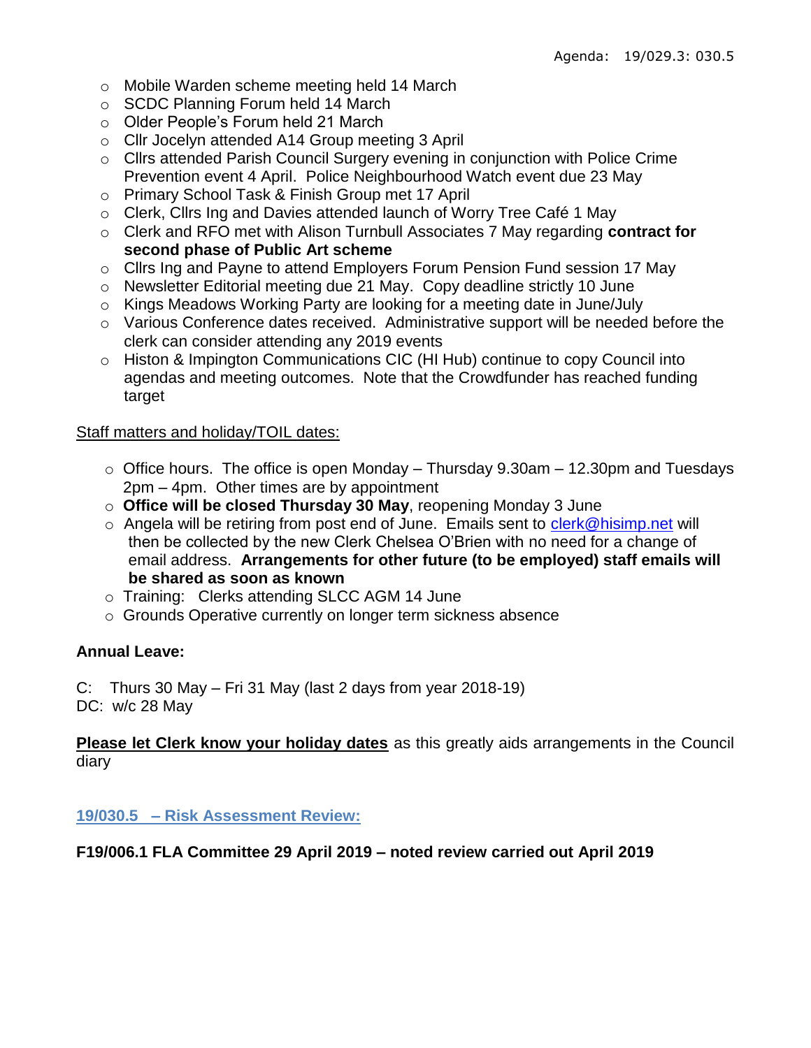- Mobile Warden scheme meeting held 14 March
- SCDC Planning Forum held 14 March
- Older People's Forum held 21 March
- Cllr Jocelyn attended A14 Group meeting 3 April
- Cllrs attended Parish Council Surgery evening in conjunction with Police Crime Prevention event 4 April. Police Neighbourhood Watch event due 23 May
- Primary School Task & Finish Group met 17 April
- Clerk, Cllrs Ing and Davies attended launch of Worry Tree Café 1 May
- Clerk and RFO met with Alison Turnbull Associates 7 May regarding **contract for second phase of Public Art scheme**
- Cllrs Ing and Payne to attend Employers Forum Pension Fund session 17 May
- Newsletter Editorial meeting due 21 May. Copy deadline strictly 10 June
- Kings Meadows Working Party are looking for a meeting date in June/July
- Various Conference dates received. Administrative support will be needed before the clerk can consider attending any 2019 events
- Histon & Impington Communications CIC (HI Hub) continue to copy Council into agendas and meeting outcomes. Note that the Crowdfunder has reached funding target

<u>Staff matters and holiday/TOIL dates:</u>

- Office hours. The office is open Monday – Thursday 9.30am – 12.30pm and Tuesdays 2pm – 4pm. Other times are by appointment
- **Office will be closed Thursday 30 May**, reopening Monday 3 June
- Angela will be retiring from post end of June. Emails sent to clerk@hisimp.net will then be collected by the new Clerk Chelsea O'Brien with no need for a change of email address. **Arrangements for other future (to be employed) staff emails will be shared as soon as known**
- Training: Clerks attending SLCC AGM 14 June
- Grounds Operative currently on longer term sickness absence

**Annual Leave:**

C: Thurs 30 May – Fri 31 May (last 2 days from year 2018-19)
DC: w/c 28 May

**<u>Please let Clerk know your holiday dates</u>** as this greatly aids arrangements in the Council diary

## 19/030.5 – Risk Assessment Review:

**F19/006.1 FLA Committee 29 April 2019 – noted review carried out April 2019**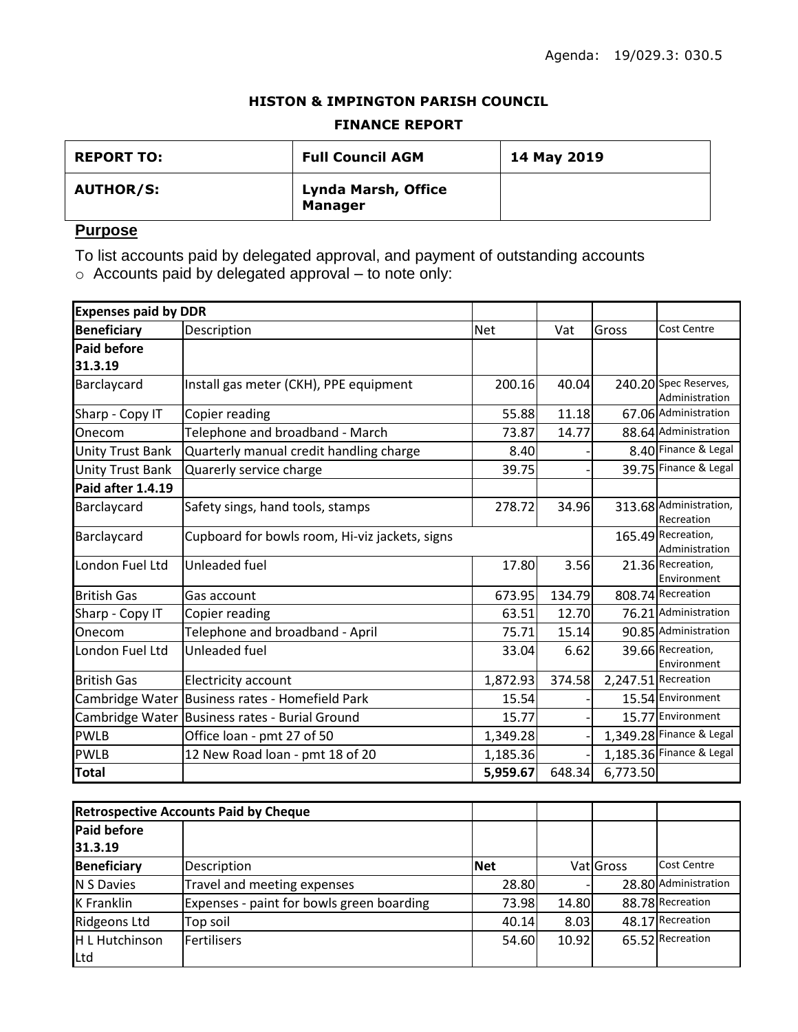Agenda: 19/029.3: 030.5

**HISTON & IMPINGTON PARISH COUNCIL**

**FINANCE REPORT**

| **REPORT TO:** | **Full Council AGM** | **14 May 2019** |
|---|---|---|
| **AUTHOR/S:** | **Lynda Marsh, Office Manager** | |

## Purpose

To list accounts paid by delegated approval, and payment of outstanding accounts

- Accounts paid by delegated approval – to note only:

| **Expenses paid by DDR** | | | | | |
|---|---|---|---|---|---|
| **Beneficiary** | Description | Net | Vat | Gross | Cost Centre |
| **Paid before 31.3.19** | | | | | |
| Barclaycard | Install gas meter (CKH), PPE equipment | 200.16 | 40.04 | 240.20 | Spec Reserves, Administration |
| Sharp - Copy IT | Copier reading | 55.88 | 11.18 | 67.06 | Administration |
| Onecom | Telephone and broadband - March | 73.87 | 14.77 | 88.64 | Administration |
| Unity Trust Bank | Quarterly manual credit handling charge | 8.40 | - | 8.40 | Finance & Legal |
| Unity Trust Bank | Quarerly service charge | 39.75 | - | 39.75 | Finance & Legal |
| **Paid after 1.4.19** | | | | | |
| Barclaycard | Safety sings, hand tools, stamps | 278.72 | 34.96 | 313.68 | Administration, Recreation |
| Barclaycard | Cupboard for bowls room, Hi-viz jackets, signs | | | 165.49 | Recreation, Administration |
| London Fuel Ltd | Unleaded fuel | 17.80 | 3.56 | 21.36 | Recreation, Environment |
| British Gas | Gas account | 673.95 | 134.79 | 808.74 | Recreation |
| Sharp - Copy IT | Copier reading | 63.51 | 12.70 | 76.21 | Administration |
| Onecom | Telephone and broadband - April | 75.71 | 15.14 | 90.85 | Administration |
| London Fuel Ltd | Unleaded fuel | 33.04 | 6.62 | 39.66 | Recreation, Environment |
| British Gas | Electricity account | 1,872.93 | 374.58 | 2,247.51 | Recreation |
| Cambridge Water | Business rates - Homefield Park | 15.54 | - | 15.54 | Environment |
| Cambridge Water | Business rates - Burial Ground | 15.77 | - | 15.77 | Environment |
| PWLB | Office loan - pmt 27 of 50 | 1,349.28 | - | 1,349.28 | Finance & Legal |
| PWLB | 12 New Road loan - pmt 18 of 20 | 1,185.36 | - | 1,185.36 | Finance & Legal |
| **Total** | | **5,959.67** | 648.34 | 6,773.50 | |

| **Retrospective Accounts Paid by Cheque** | | | | | |
|---|---|---|---|---|---|
| **Paid before 31.3.19** | | | | | |
| **Beneficiary** | Description | **Net** | Vat | Gross | Cost Centre |
| N S Davies | Travel and meeting expenses | 28.80 | - | 28.80 | Administration |
| K Franklin | Expenses - paint for bowls green boarding | 73.98 | 14.80 | 88.78 | Recreation |
| Ridgeons Ltd | Top soil | 40.14 | 8.03 | 48.17 | Recreation |
| H L Hutchinson Ltd | Fertilisers | 54.60 | 10.92 | 65.52 | Recreation |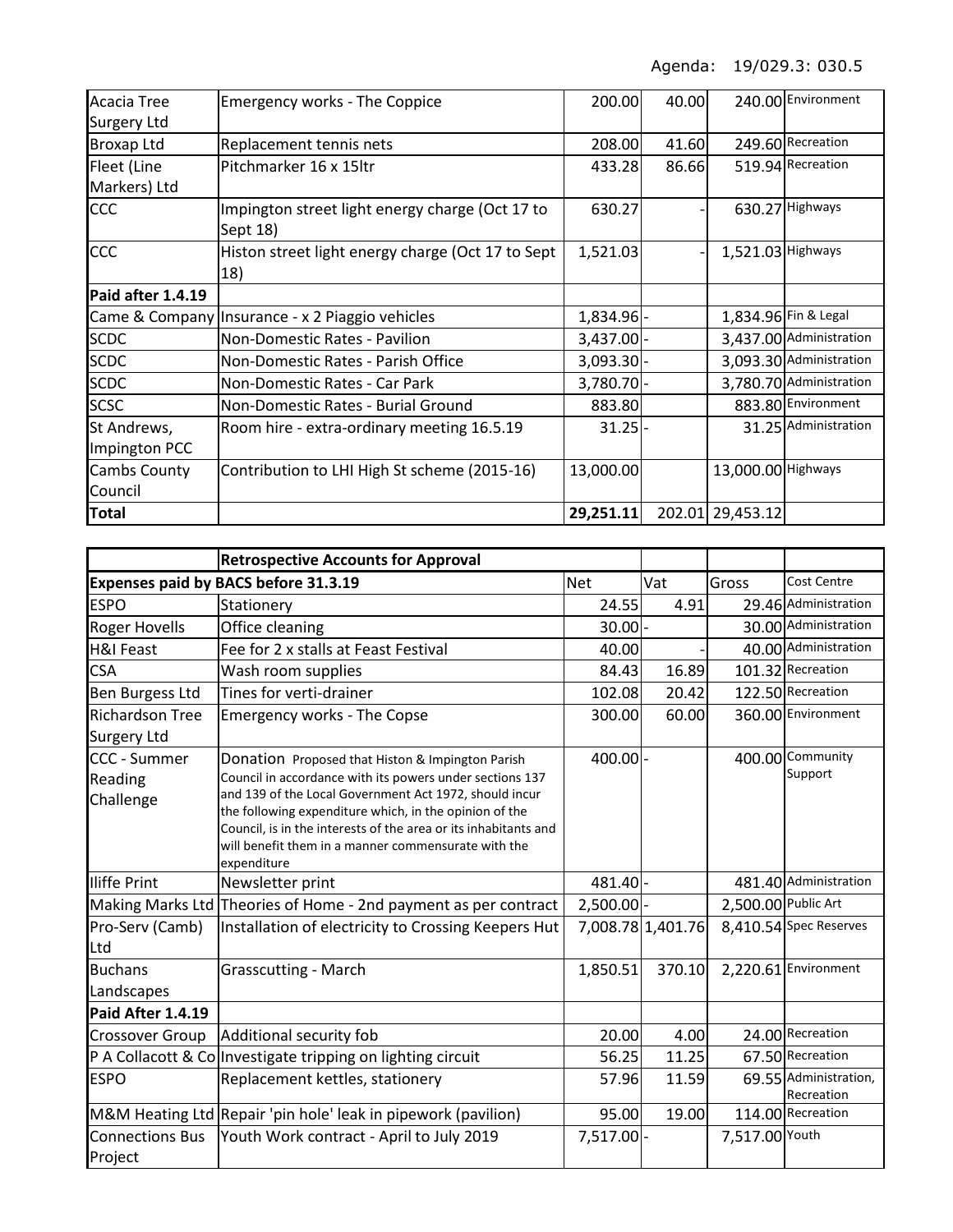Agenda: 19/029.3: 030.5

| | | | | | |
|---|---|---|---|---|---|
| Acacia Tree Surgery Ltd | Emergency works - The Coppice | 200.00 | 40.00 | 240.00 | Environment |
| Broxap Ltd | Replacement tennis nets | 208.00 | 41.60 | 249.60 | Recreation |
| Fleet (Line Markers) Ltd | Pitchmarker 16 x 15ltr | 433.28 | 86.66 | 519.94 | Recreation |
| CCC | Impington street light energy charge (Oct 17 to Sept 18) | 630.27 | - | 630.27 | Highways |
| CCC | Histon street light energy charge (Oct 17 to Sept 18) | 1,521.03 | - | 1,521.03 | Highways |
| **Paid after 1.4.19** | | | | | |
| Came & Company | Insurance - x 2 Piaggio vehicles | 1,834.96 | - | 1,834.96 | Fin & Legal |
| SCDC | Non-Domestic Rates - Pavilion | 3,437.00 | - | 3,437.00 | Administration |
| SCDC | Non-Domestic Rates - Parish Office | 3,093.30 | - | 3,093.30 | Administration |
| SCDC | Non-Domestic Rates - Car Park | 3,780.70 | - | 3,780.70 | Administration |
| SCSC | Non-Domestic Rates - Burial Ground | 883.80 | | 883.80 | Environment |
| St Andrews, Impington PCC | Room hire - extra-ordinary meeting 16.5.19 | 31.25 | - | 31.25 | Administration |
| Cambs County Council | Contribution to LHI High St scheme (2015-16) | 13,000.00 | | 13,000.00 | Highways |
| **Total** | | **29,251.11** | 202.01 | 29,453.12 | |

| | **Retrospective Accounts for Approval** | | | | |
|---|---|---|---|---|---|
| **Expenses paid by BACS before 31.3.19** | | Net | Vat | Gross | Cost Centre |
| ESPO | Stationery | 24.55 | 4.91 | 29.46 | Administration |
| Roger Hovells | Office cleaning | 30.00 | - | 30.00 | Administration |
| H&I Feast | Fee for 2 x stalls at Feast Festival | 40.00 | - | 40.00 | Administration |
| CSA | Wash room supplies | 84.43 | 16.89 | 101.32 | Recreation |
| Ben Burgess Ltd | Tines for verti-drainer | 102.08 | 20.42 | 122.50 | Recreation |
| Richardson Tree Surgery Ltd | Emergency works - The Copse | 300.00 | 60.00 | 360.00 | Environment |
| CCC - Summer Reading Challenge | Donation Proposed that Histon & Impington Parish Council in accordance with its powers under sections 137 and 139 of the Local Government Act 1972, should incur the following expenditure which, in the opinion of the Council, is in the interests of the area or its inhabitants and will benefit them in a manner commensurate with the expenditure | 400.00 | - | 400.00 | Community Support |
| Iliffe Print | Newsletter print | 481.40 | - | 481.40 | Administration |
| Making Marks Ltd | Theories of Home - 2nd payment as per contract | 2,500.00 | - | 2,500.00 | Public Art |
| Pro-Serv (Camb) Ltd | Installation of electricity to Crossing Keepers Hut | 7,008.78 | 1,401.76 | 8,410.54 | Spec Reserves |
| Buchans Landscapes | Grasscutting - March | 1,850.51 | 370.10 | 2,220.61 | Environment |
| **Paid After 1.4.19** | | | | | |
| Crossover Group | Additional security fob | 20.00 | 4.00 | 24.00 | Recreation |
| P A Collacott & Co | Investigate tripping on lighting circuit | 56.25 | 11.25 | 67.50 | Recreation |
| ESPO | Replacement kettles, stationery | 57.96 | 11.59 | 69.55 | Administration, Recreation |
| M&M Heating Ltd | Repair 'pin hole' leak in pipework (pavilion) | 95.00 | 19.00 | 114.00 | Recreation |
| Connections Bus Project | Youth Work contract - April to July 2019 | 7,517.00 | - | 7,517.00 | Youth |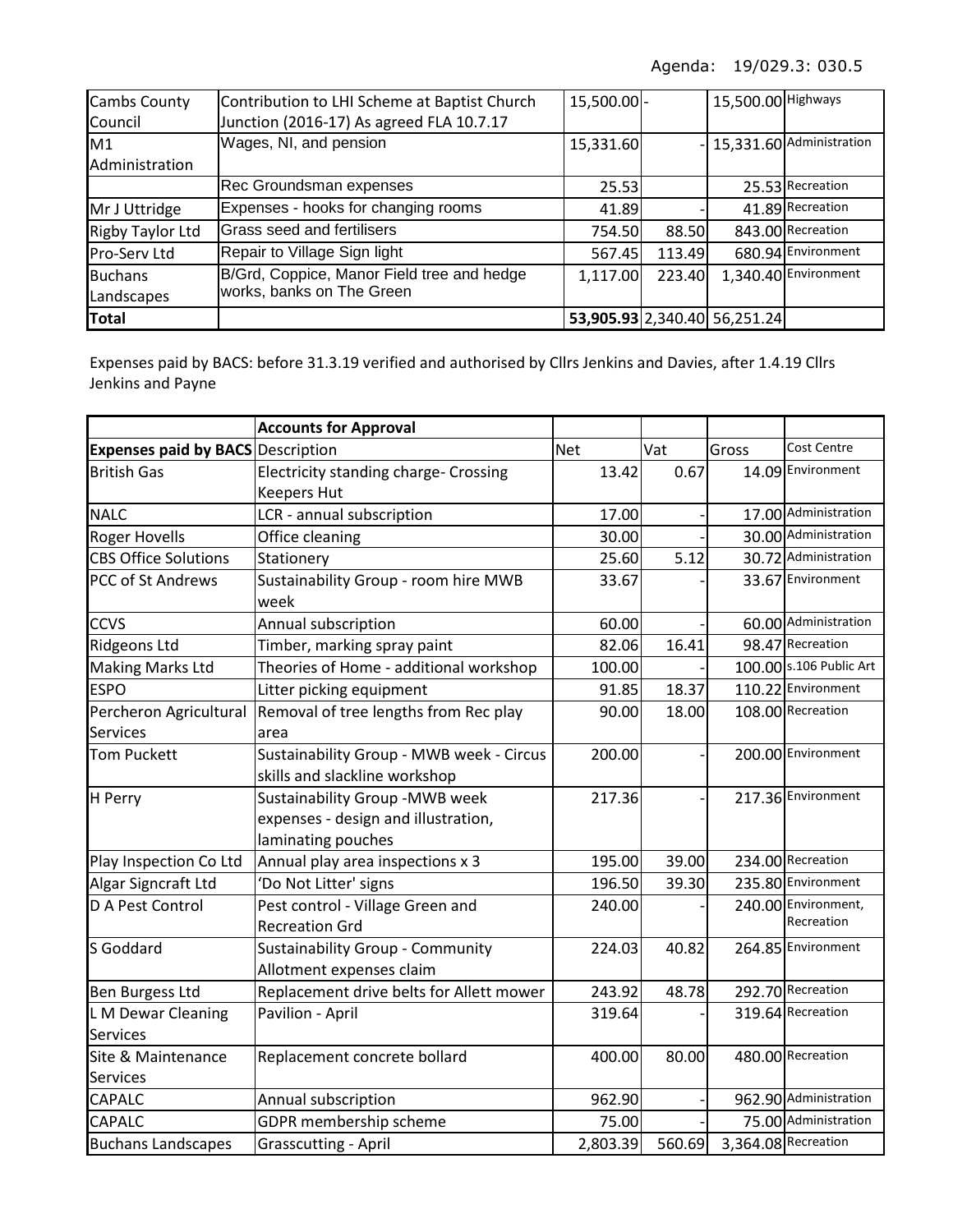Agenda: 19/029.3: 030.5

| | | | | | |
|---|---|---|---|---|---|
| Cambs County Council | Contribution to LHI Scheme at Baptist Church Junction (2016-17) As agreed FLA 10.7.17 | 15,500.00 | - | 15,500.00 | Highways |
| M1 Administration | Wages, NI, and pension | 15,331.60 | - | 15,331.60 | Administration |
| | Rec Groundsman expenses | 25.53 | | 25.53 | Recreation |
| Mr J Uttridge | Expenses - hooks for changing rooms | 41.89 | - | 41.89 | Recreation |
| Rigby Taylor Ltd | Grass seed and fertilisers | 754.50 | 88.50 | 843.00 | Recreation |
| Pro-Serv Ltd | Repair to Village Sign light | 567.45 | 113.49 | 680.94 | Environment |
| Buchans Landscapes | B/Grd, Coppice, Manor Field tree and hedge works, banks on The Green | 1,117.00 | 223.40 | 1,340.40 | Environment |
| **Total** | | **53,905.93** | **2,340.40** | **56,251.24** | |

Expenses paid by BACS: before 31.3.19 verified and authorised by Cllrs Jenkins and Davies, after 1.4.19 Cllrs Jenkins and Payne

| | **Accounts for Approval** | | | | |
|---|---|---|---|---|---|
| **Expenses paid by BACS** | Description | Net | Vat | Gross | Cost Centre |
| British Gas | Electricity standing charge- Crossing Keepers Hut | 13.42 | 0.67 | 14.09 | Environment |
| NALC | LCR - annual subscription | 17.00 | - | 17.00 | Administration |
| Roger Hovells | Office cleaning | 30.00 | - | 30.00 | Administration |
| CBS Office Solutions | Stationery | 25.60 | 5.12 | 30.72 | Administration |
| PCC of St Andrews | Sustainability Group - room hire MWB week | 33.67 | - | 33.67 | Environment |
| CCVS | Annual subscription | 60.00 | - | 60.00 | Administration |
| Ridgeons Ltd | Timber, marking spray paint | 82.06 | 16.41 | 98.47 | Recreation |
| Making Marks Ltd | Theories of Home - additional workshop | 100.00 | - | 100.00 | s.106 Public Art |
| ESPO | Litter picking equipment | 91.85 | 18.37 | 110.22 | Environment |
| Percheron Agricultural Services | Removal of tree lengths from Rec play area | 90.00 | 18.00 | 108.00 | Recreation |
| Tom Puckett | Sustainability Group - MWB week - Circus skills and slackline workshop | 200.00 | - | 200.00 | Environment |
| H Perry | Sustainability Group -MWB week expenses - design and illustration, laminating pouches | 217.36 | - | 217.36 | Environment |
| Play Inspection Co Ltd | Annual play area inspections x 3 | 195.00 | 39.00 | 234.00 | Recreation |
| Algar Signcraft Ltd | 'Do Not Litter' signs | 196.50 | 39.30 | 235.80 | Environment |
| D A Pest Control | Pest control - Village Green and Recreation Grd | 240.00 | - | 240.00 | Environment, Recreation |
| S Goddard | Sustainability Group - Community Allotment expenses claim | 224.03 | 40.82 | 264.85 | Environment |
| Ben Burgess Ltd | Replacement drive belts for Allett mower | 243.92 | 48.78 | 292.70 | Recreation |
| L M Dewar Cleaning Services | Pavilion - April | 319.64 | - | 319.64 | Recreation |
| Site & Maintenance Services | Replacement concrete bollard | 400.00 | 80.00 | 480.00 | Recreation |
| CAPALC | Annual subscription | 962.90 | - | 962.90 | Administration |
| CAPALC | GDPR membership scheme | 75.00 | - | 75.00 | Administration |
| Buchans Landscapes | Grasscutting - April | 2,803.39 | 560.69 | 3,364.08 | Recreation |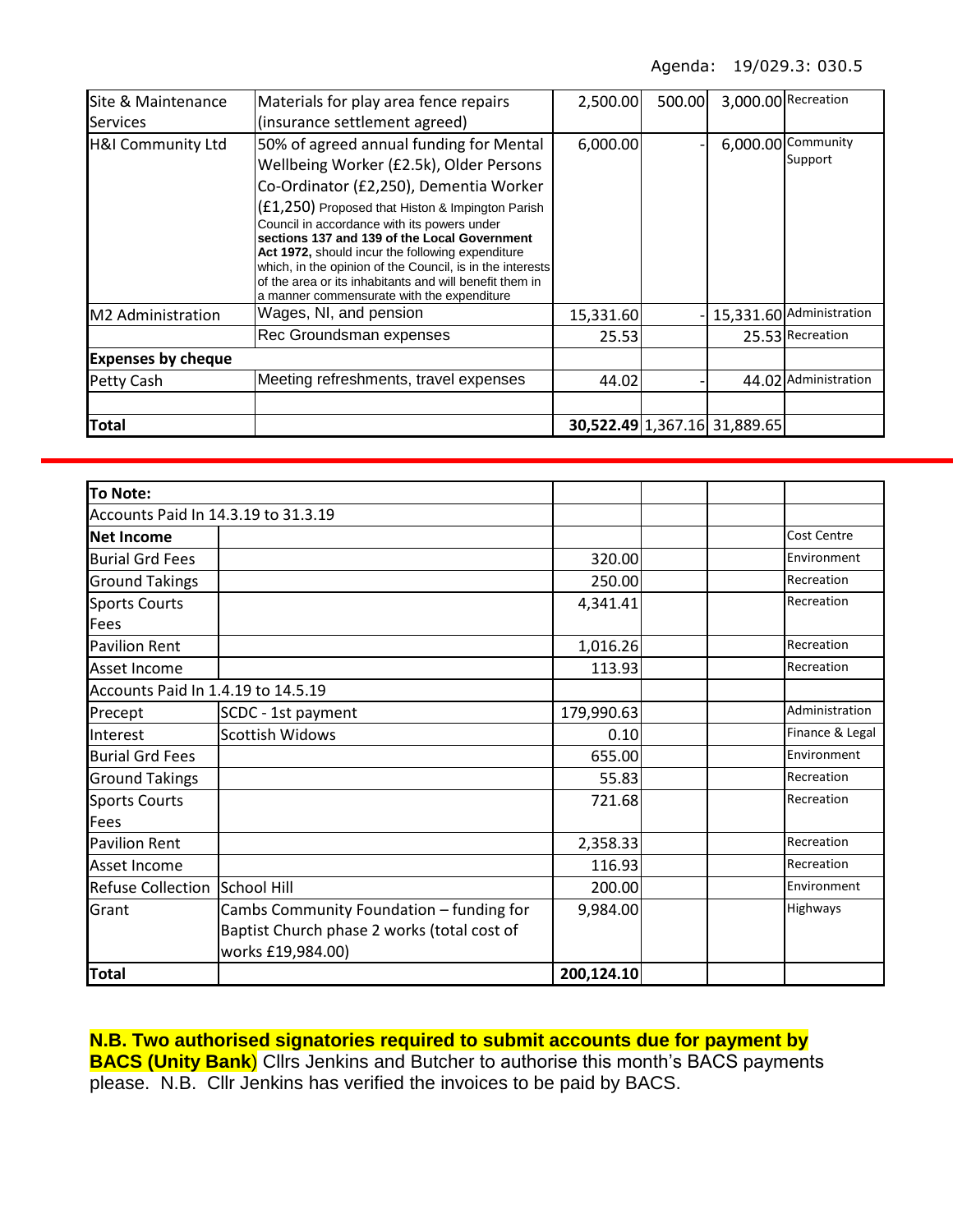Agenda: 19/029.3: 030.5

| | | | | | |
|---|---|---|---|---|---|
| Site & Maintenance Services | Materials for play area fence repairs (insurance settlement agreed) | 2,500.00 | 500.00 | 3,000.00 | Recreation |
| H&I Community Ltd | 50% of agreed annual funding for Mental Wellbeing Worker (£2.5k), Older Persons Co-Ordinator (£2,250), Dementia Worker (£1,250) Proposed that Histon & Impington Parish Council in accordance with its powers under **sections 137 and 139 of the Local Government Act 1972,** should incur the following expenditure which, in the opinion of the Council, is in the interests of the area or its inhabitants and will benefit them in a manner commensurate with the expenditure | 6,000.00 | - | 6,000.00 | Community Support |
| M2 Administration | Wages, NI, and pension | 15,331.60 | - | 15,331.60 | Administration |
| | Rec Groundsman expenses | 25.53 | | 25.53 | Recreation |
| **Expenses by cheque** | | | | | |
| Petty Cash | Meeting refreshments, travel expenses | 44.02 | - | 44.02 | Administration |
| | | | | | |
| **Total** | | **30,522.49** | 1,367.16 | 31,889.65 | |

| | | | | | |
|---|---|---|---|---|---|
| **To Note:** | | | | | |
| Accounts Paid In 14.3.19 to 31.3.19 | | | | | |
| **Net Income** | | | | | Cost Centre |
| Burial Grd Fees | | 320.00 | | | Environment |
| Ground Takings | | 250.00 | | | Recreation |
| Sports Courts Fees | | 4,341.41 | | | Recreation |
| Pavilion Rent | | 1,016.26 | | | Recreation |
| Asset Income | | 113.93 | | | Recreation |
| Accounts Paid In 1.4.19 to 14.5.19 | | | | | |
| Precept | SCDC - 1st payment | 179,990.63 | | | Administration |
| Interest | Scottish Widows | 0.10 | | | Finance & Legal |
| Burial Grd Fees | | 655.00 | | | Environment |
| Ground Takings | | 55.83 | | | Recreation |
| Sports Courts Fees | | 721.68 | | | Recreation |
| Pavilion Rent | | 2,358.33 | | | Recreation |
| Asset Income | | 116.93 | | | Recreation |
| Refuse Collection | School Hill | 200.00 | | | Environment |
| Grant | Cambs Community Foundation – funding for Baptist Church phase 2 works (total cost of works £19,984.00) | 9,984.00 | | | Highways |
| **Total** | | **200,124.10** | | | |

**N.B. Two authorised signatories required to submit accounts due for payment by BACS (Unity Bank**) Cllrs Jenkins and Butcher to authorise this month's BACS payments please. N.B. Cllr Jenkins has verified the invoices to be paid by BACS.